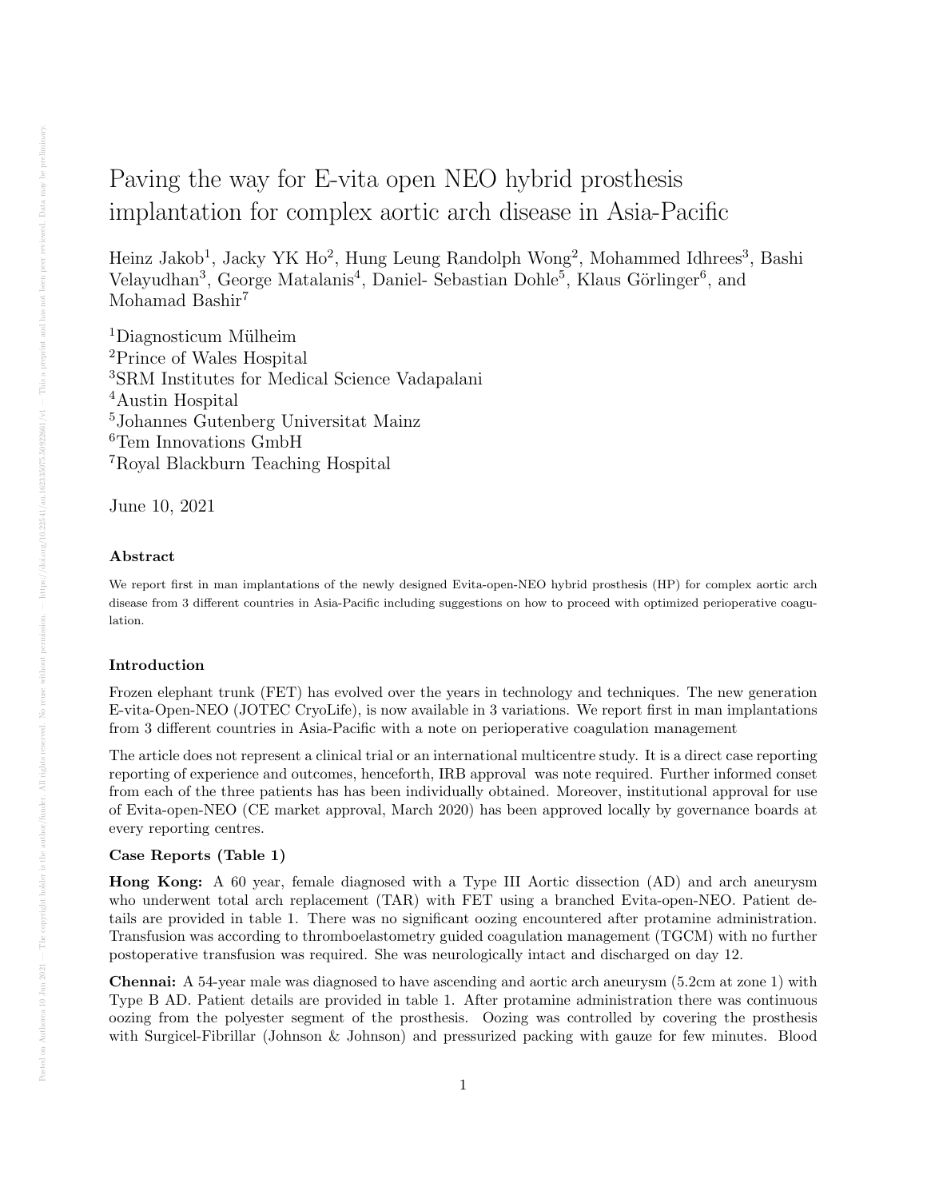// Paving the way for E-vita open NEO hybrid prosthesis implantation for complex aortic arch disease in Asia-Pacific

Heinz Jakob[1], Jacky YK Ho[2], Hung Leung Randolph Wong[2], Mohammed Idhrees[3], Bashi Velayudhan[3], George Matalanis[4], Daniel- Sebastian Dohle[5], Klaus Görlinger[6], and Mohamad Bashir[7]

[1]Diagnosticum Mülheim
[2]Prince of Wales Hospital
[3]SRM Institutes for Medical Science Vadapalani
[4]Austin Hospital
[5]Johannes Gutenberg Universitat Mainz
[6]Tem Innovations GmbH
[7]Royal Blackburn Teaching Hospital

June 10, 2021

## Abstract

We report first in man implantations of the newly designed Evita-open-NEO hybrid prosthesis (HP) for complex aortic arch disease from 3 different countries in Asia-Pacific including suggestions on how to proceed with optimized perioperative coagulation.

## Introduction

Frozen elephant trunk (FET) has evolved over the years in technology and techniques. The new generation E-vita-Open-NEO (JOTEC CryoLife), is now available in 3 variations. We report first in man implantations from 3 different countries in Asia-Pacific with a note on perioperative coagulation management

The article does not represent a clinical trial or an international multicentre study. It is a direct case reporting reporting of experience and outcomes, henceforth, IRB approval was note required. Further informed conset from each of the three patients has has been individually obtained. Moreover, institutional approval for use of Evita-open-NEO (CE market approval, March 2020) has been approved locally by governance boards at every reporting centres.

## Case Reports (Table 1)

**Hong Kong:** A 60 year, female diagnosed with a Type III Aortic dissection (AD) and arch aneurysm who underwent total arch replacement (TAR) with FET using a branched Evita-open-NEO. Patient details are provided in table 1. There was no significant oozing encountered after protamine administration. Transfusion was according to thromboelastometry guided coagulation management (TGCM) with no further postoperative transfusion was required. She was neurologically intact and discharged on day 12.

**Chennai:** A 54-year male was diagnosed to have ascending and aortic arch aneurysm (5.2cm at zone 1) with Type B AD. Patient details are provided in table 1. After protamine administration there was continuous oozing from the polyester segment of the prosthesis. Oozing was controlled by covering the prosthesis with Surgicel-Fibrillar (Johnson & Johnson) and pressurized packing with gauze for few minutes. Blood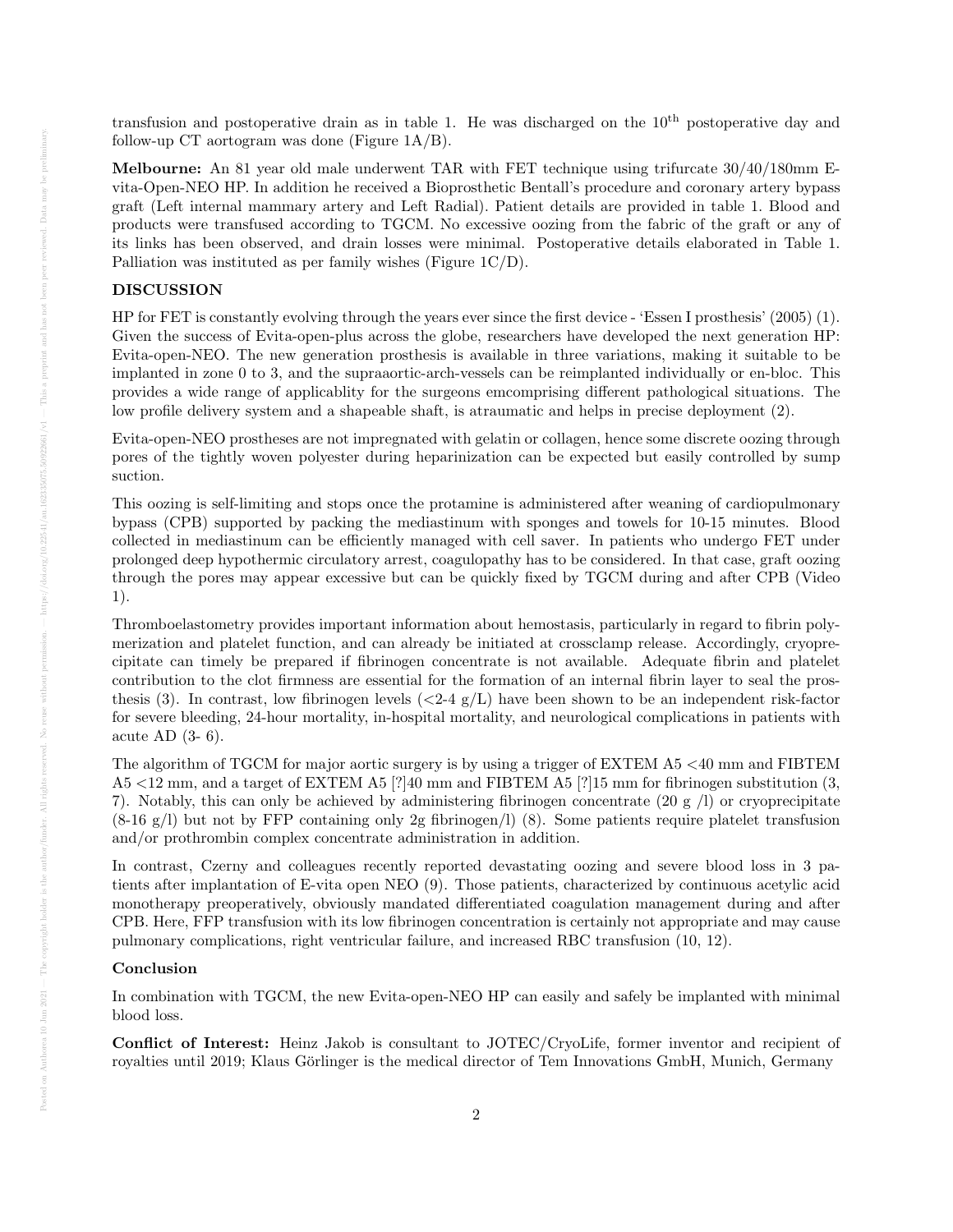transfusion and postoperative drain as in table 1. He was discharged on the 10[th] postoperative day and follow-up CT aortogram was done (Figure 1A/B).

**Melbourne:** An 81 year old male underwent TAR with FET technique using trifurcate 30/40/180mm E-vita-Open-NEO HP. In addition he received a Bioprosthetic Bentall's procedure and coronary artery bypass graft (Left internal mammary artery and Left Radial). Patient details are provided in table 1. Blood and products were transfused according to TGCM. No excessive oozing from the fabric of the graft or any of its links has been observed, and drain losses were minimal. Postoperative details elaborated in Table 1. Palliation was instituted as per family wishes (Figure 1C/D).

## DISCUSSION

HP for FET is constantly evolving through the years ever since the first device - 'Essen I prosthesis' (2005) (1). Given the success of Evita-open-plus across the globe, researchers have developed the next generation HP: Evita-open-NEO. The new generation prosthesis is available in three variations, making it suitable to be implanted in zone 0 to 3, and the supraaortic-arch-vessels can be reimplanted individually or en-bloc. This provides a wide range of applicablity for the surgeons emcomprising different pathological situations. The low profile delivery system and a shapeable shaft, is atraumatic and helps in precise deployment (2).

Evita-open-NEO prostheses are not impregnated with gelatin or collagen, hence some discrete oozing through pores of the tightly woven polyester during heparinization can be expected but easily controlled by sump suction.

This oozing is self-limiting and stops once the protamine is administered after weaning of cardiopulmonary bypass (CPB) supported by packing the mediastinum with sponges and towels for 10-15 minutes. Blood collected in mediastinum can be efficiently managed with cell saver. In patients who undergo FET under prolonged deep hypothermic circulatory arrest, coagulopathy has to be considered. In that case, graft oozing through the pores may appear excessive but can be quickly fixed by TGCM during and after CPB (Video 1).

Thromboelastometry provides important information about hemostasis, particularly in regard to fibrin polymerization and platelet function, and can already be initiated at crossclamp release. Accordingly, cryoprecipitate can timely be prepared if fibrinogen concentrate is not available. Adequate fibrin and platelet contribution to the clot firmness are essential for the formation of an internal fibrin layer to seal the prosthesis (3). In contrast, low fibrinogen levels (<2-4 g/L) have been shown to be an independent risk-factor for severe bleeding, 24-hour mortality, in-hospital mortality, and neurological complications in patients with acute AD (3- 6).

The algorithm of TGCM for major aortic surgery is by using a trigger of EXTEM A5 <40 mm and FIBTEM A5 <12 mm, and a target of EXTEM A5 [?]40 mm and FIBTEM A5 [?]15 mm for fibrinogen substitution (3, 7). Notably, this can only be achieved by administering fibrinogen concentrate (20 g /l) or cryoprecipitate (8-16 g/l) but not by FFP containing only 2g fibrinogen/l) (8). Some patients require platelet transfusion and/or prothrombin complex concentrate administration in addition.

In contrast, Czerny and colleagues recently reported devastating oozing and severe blood loss in 3 patients after implantation of E-vita open NEO (9). Those patients, characterized by continuous acetylic acid monotherapy preoperatively, obviously mandated differentiated coagulation management during and after CPB. Here, FFP transfusion with its low fibrinogen concentration is certainly not appropriate and may cause pulmonary complications, right ventricular failure, and increased RBC transfusion (10, 12).

### Conclusion

In combination with TGCM, the new Evita-open-NEO HP can easily and safely be implanted with minimal blood loss.

**Conflict of Interest:** Heinz Jakob is consultant to JOTEC/CryoLife, former inventor and recipient of royalties until 2019; Klaus Görlinger is the medical director of Tem Innovations GmbH, Munich, Germany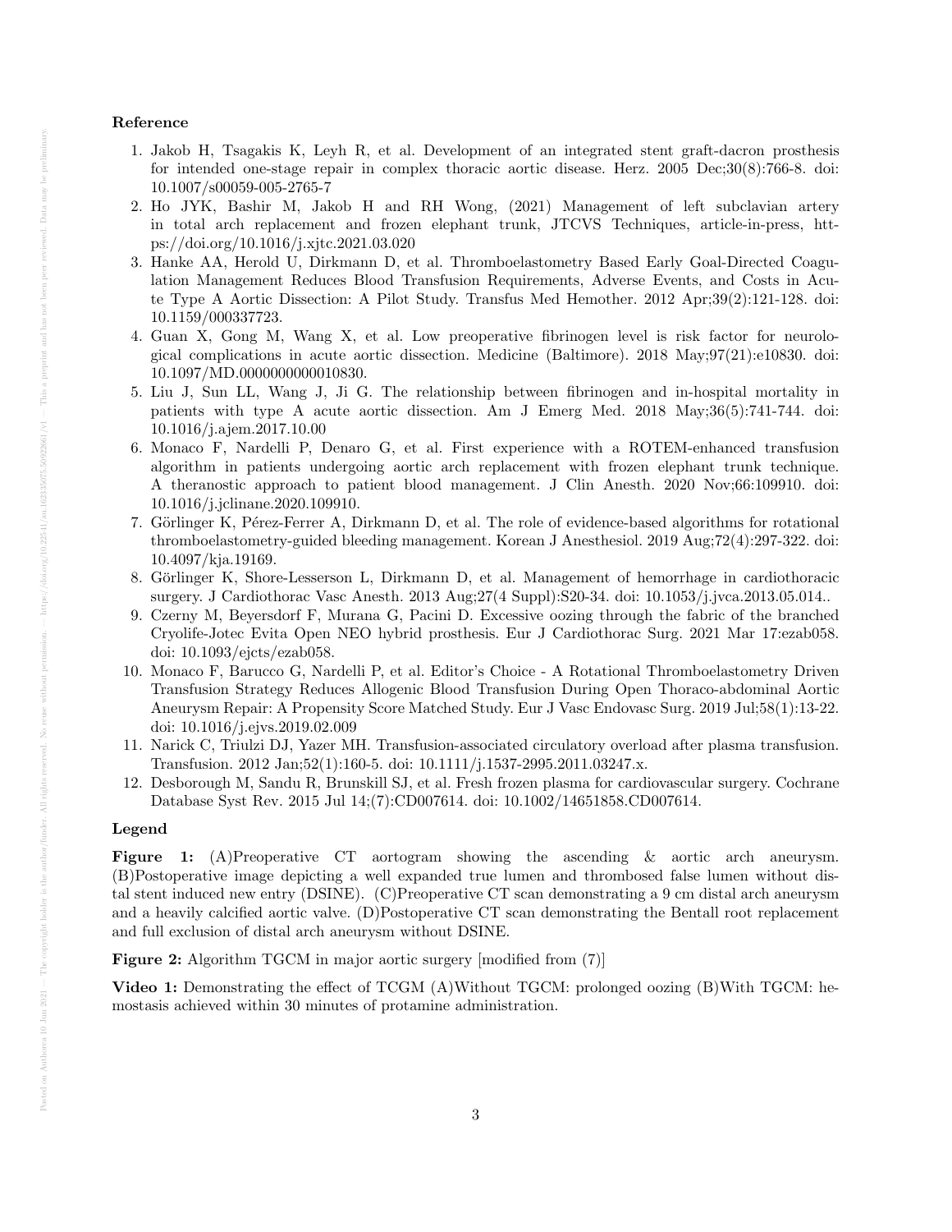**Reference**

1. Jakob H, Tsagakis K, Leyh R, et al. Development of an integrated stent graft-dacron prosthesis for intended one-stage repair in complex thoracic aortic disease. Herz. 2005 Dec;30(8):766-8. doi: 10.1007/s00059-005-2765-7
2. Ho JYK, Bashir M, Jakob H and RH Wong, (2021) Management of left subclavian artery in total arch replacement and frozen elephant trunk, JTCVS Techniques, article-in-press, https://doi.org/10.1016/j.xjtc.2021.03.020
3. Hanke AA, Herold U, Dirkmann D, et al. Thromboelastometry Based Early Goal-Directed Coagulation Management Reduces Blood Transfusion Requirements, Adverse Events, and Costs in Acute Type A Aortic Dissection: A Pilot Study. Transfus Med Hemother. 2012 Apr;39(2):121-128. doi: 10.1159/000337723.
4. Guan X, Gong M, Wang X, et al. Low preoperative fibrinogen level is risk factor for neurological complications in acute aortic dissection. Medicine (Baltimore). 2018 May;97(21):e10830. doi: 10.1097/MD.0000000000010830.
5. Liu J, Sun LL, Wang J, Ji G. The relationship between fibrinogen and in-hospital mortality in patients with type A acute aortic dissection. Am J Emerg Med. 2018 May;36(5):741-744. doi: 10.1016/j.ajem.2017.10.00
6. Monaco F, Nardelli P, Denaro G, et al. First experience with a ROTEM-enhanced transfusion algorithm in patients undergoing aortic arch replacement with frozen elephant trunk technique. A theranostic approach to patient blood management. J Clin Anesth. 2020 Nov;66:109910. doi: 10.1016/j.jclinane.2020.109910.
7. Görlinger K, Pérez-Ferrer A, Dirkmann D, et al. The role of evidence-based algorithms for rotational thromboelastometry-guided bleeding management. Korean J Anesthesiol. 2019 Aug;72(4):297-322. doi: 10.4097/kja.19169.
8. Görlinger K, Shore-Lesserson L, Dirkmann D, et al. Management of hemorrhage in cardiothoracic surgery. J Cardiothorac Vasc Anesth. 2013 Aug;27(4 Suppl):S20-34. doi: 10.1053/j.jvca.2013.05.014..
9. Czerny M, Beyersdorf F, Murana G, Pacini D. Excessive oozing through the fabric of the branched Cryolife-Jotec Evita Open NEO hybrid prosthesis. Eur J Cardiothorac Surg. 2021 Mar 17:ezab058. doi: 10.1093/ejcts/ezab058.
10. Monaco F, Barucco G, Nardelli P, et al. Editor's Choice - A Rotational Thromboelastometry Driven Transfusion Strategy Reduces Allogenic Blood Transfusion During Open Thoraco-abdominal Aortic Aneurysm Repair: A Propensity Score Matched Study. Eur J Vasc Endovasc Surg. 2019 Jul;58(1):13-22. doi: 10.1016/j.ejvs.2019.02.009
11. Narick C, Triulzi DJ, Yazer MH. Transfusion-associated circulatory overload after plasma transfusion. Transfusion. 2012 Jan;52(1):160-5. doi: 10.1111/j.1537-2995.2011.03247.x.
12. Desborough M, Sandu R, Brunskill SJ, et al. Fresh frozen plasma for cardiovascular surgery. Cochrane Database Syst Rev. 2015 Jul 14;(7):CD007614. doi: 10.1002/14651858.CD007614.

**Legend**

**Figure 1:** (A)Preoperative CT aortogram showing the ascending & aortic arch aneurysm. (B)Postoperative image depicting a well expanded true lumen and thrombosed false lumen without distal stent induced new entry (DSINE). (C)Preoperative CT scan demonstrating a 9 cm distal arch aneurysm and a heavily calcified aortic valve. (D)Postoperative CT scan demonstrating the Bentall root replacement and full exclusion of distal arch aneurysm without DSINE.

**Figure 2:** Algorithm TGCM in major aortic surgery [modified from (7)]

**Video 1:** Demonstrating the effect of TCGM (A)Without TGCM: prolonged oozing (B)With TGCM: hemostasis achieved within 30 minutes of protamine administration.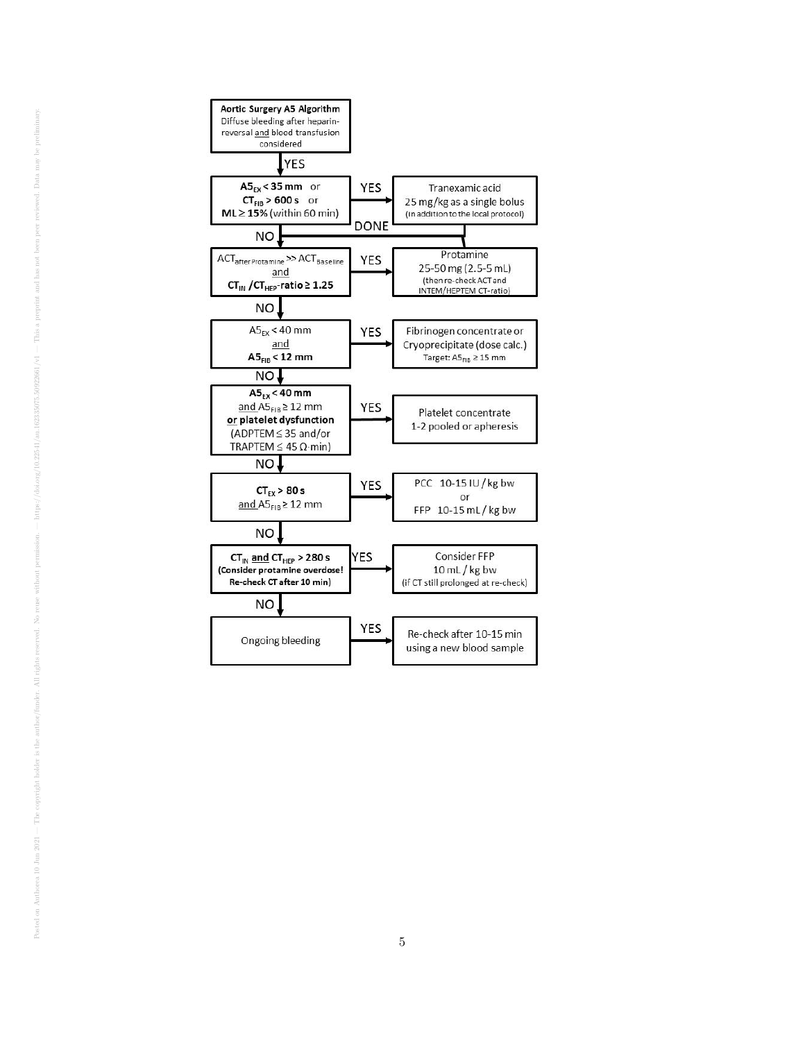**Aortic Surgery A5 Algorithm**
Diffuse bleeding after heparin-reversal and blood transfusion considered

YES

**$A5_{EX}$ < 35 mm** or **$CT_{FIB}$ > 600 s** or **ML ≥ 15%** (within 60 min)

YES → Tranexamic acid 25 mg/kg as a single bolus (in addition to the local protocol)

DONE

NO

$ACT_{after\ Protamine}$ >> $ACT_{Baseline}$ and **$CT_{IN}$ /$CT_{HEP}$-ratio ≥ 1.25**

YES → Protamine 25-50 mg (2.5-5 mL) (then re-check ACT and INTEM/HEPTEM CT-ratio)

NO

$A5_{EX}$ < 40 mm and **$A5_{FIB}$ < 12 mm**

YES → Fibrinogen concentrate or Cryoprecipitate (dose calc.) Target: $A5_{FIB}$ ≥ 15 mm

NO

**$A5_{EX}$ < 40 mm** and $A5_{FIB}$ ≥ 12 mm **or platelet dysfunction** (ADPTEM ≤ 35 and/or TRAPTEM ≤ 45 Ω·min)

YES → Platelet concentrate 1-2 pooled or apheresis

NO

**$CT_{EX}$ > 80 s** and $A5_{FIB}$ ≥ 12 mm

YES → PCC 10-15 IU / kg bw or FFP 10-15 mL / kg bw

NO

**$CT_{IN}$ and $CT_{HEP}$ > 280 s** **(Consider protamine overdose! Re-check CT after 10 min)**

YES → Consider FFP 10 mL / kg bw (if CT still prolonged at re-check)

NO

Ongoing bleeding

YES → Re-check after 10-15 min using a new blood sample